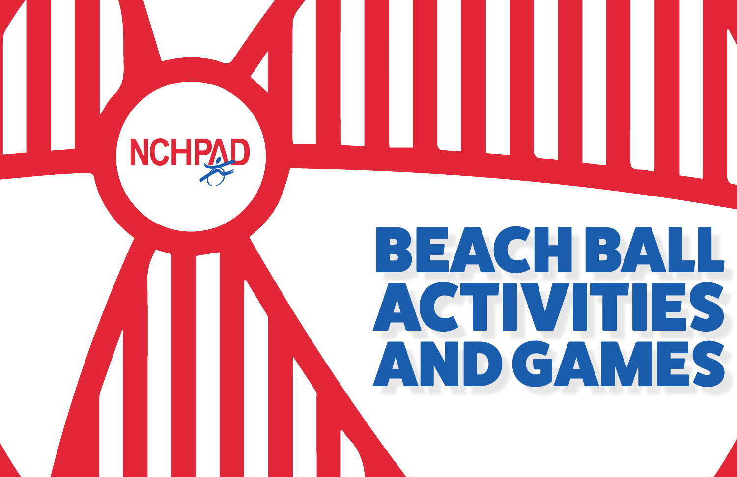NCHPAD

# BEACH BALL ACTIVITIES AND GAMES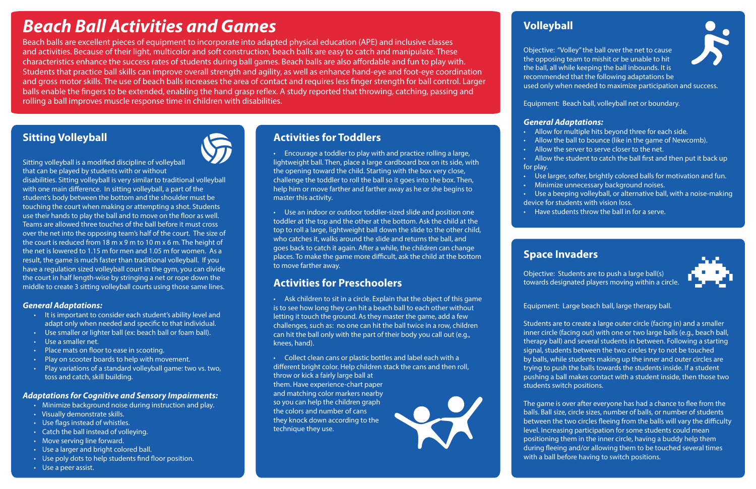# Beach Ball Activities and Games

Beach balls are excellent pieces of equipment to incorporate into adapted physical education (APE) and inclusive classes and activities. Because of their light, multicolor and soft construction, beach balls are easy to catch and manipulate. These characteristics enhance the success rates of students during ball games. Beach balls are also affordable and fun to play with. Students that practice ball skills can improve overall strength and agility, as well as enhance hand-eye and foot-eye coordination and gross motor skills. The use of beach balls increases the area of contact and requires less finger strength for ball control. Larger balls enable the fingers to be extended, enabling the hand grasp reflex. A study reported that throwing, catching, passing and rolling a ball improves muscle response time in children with disabilities.

## Sitting Volleyball

Sitting volleyball is a modified discipline of volleyball that can be played by students with or without disabilities. Sitting volleyball is very similar to traditional volleyball with one main difference. In sitting volleyball, a part of the student's body between the bottom and the shoulder must be touching the court when making or attempting a shot. Students use their hands to play the ball and to move on the floor as well. Teams are allowed three touches of the ball before it must cross over the net into the opposing team's half of the court. The size of the court is reduced from 18 m x 9 m to 10 m x 6 m. The height of the net is lowered to 1.15 m for men and 1.05 m for women. As a result, the game is much faster than traditional volleyball. If you have a regulation sized volleyball court in the gym, you can divide the court in half length-wise by stringing a net or rope down the middle to create 3 sitting volleyball courts using those same lines.

### *General Adaptations:*

- It is important to consider each student's ability level and adapt only when needed and specific to that individual.
- Use smaller or lighter ball (ex: beach ball or foam ball).
- Use a smaller net.
- Place mats on floor to ease in scooting.
- Play on scooter boards to help with movement.
- Play variations of a standard volleyball game: two vs. two, toss and catch, skill building.

### *Adaptations for Cognitive and Sensory Impairments:*

- Minimize background noise during instruction and play.
- Visually demonstrate skills.
- Use flags instead of whistles.
- Catch the ball instead of volleying.
- Move serving line forward.
- Use a larger and bright colored ball.
- Use poly dots to help students find floor position.
- Use a peer assist.

## Activities for Toddlers

- Encourage a toddler to play with and practice rolling a large, lightweight ball. Then, place a large cardboard box on its side, with the opening toward the child. Starting with the box very close, challenge the toddler to roll the ball so it goes into the box. Then, help him or move farther and farther away as he or she begins to master this activity.
- Use an indoor or outdoor toddler-sized slide and position one toddler at the top and the other at the bottom. Ask the child at the top to roll a large, lightweight ball down the slide to the other child, who catches it, walks around the slide and returns the ball, and goes back to catch it again. After a while, the children can change places. To make the game more difficult, ask the child at the bottom to move farther away.

## Activities for Preschoolers

- Ask children to sit in a circle. Explain that the object of this game is to see how long they can hit a beach ball to each other without letting it touch the ground. As they master the game, add a few challenges, such as: no one can hit the ball twice in a row, children can hit the ball only with the part of their body you call out (e.g., knees, hand).
- Collect clean cans or plastic bottles and label each with a different bright color. Help children stack the cans and then roll, throw or kick a fairly large ball at them. Have experience-chart paper and matching color markers nearby so you can help the children graph the colors and number of cans they knock down according to the technique they use.

## Volleyball

Objective: "Volley" the ball over the net to cause the opposing team to mishit or be unable to hit the ball, all while keeping the ball inbounds. It is recommended that the following adaptations be used only when needed to maximize participation and success.

Equipment: Beach ball, volleyball net or boundary.

### *General Adaptations:*

- Allow for multiple hits beyond three for each side.
- Allow the ball to bounce (like in the game of Newcomb).
- Allow the server to serve closer to the net.
- Allow the student to catch the ball first and then put it back up for play.
- Use larger, softer, brightly colored balls for motivation and fun.
- Minimize unnecessary background noises.
- Use a beeping volleyball, or alternative ball, with a noise-making device for students with vision loss.
- Have students throw the ball in for a serve.

## Space Invaders

Objective: Students are to push a large ball(s) towards designated players moving within a circle.

Equipment: Large beach ball, large therapy ball.

Students are to create a large outer circle (facing in) and a smaller inner circle (facing out) with one or two large balls (e.g., beach ball, therapy ball) and several students in between. Following a starting signal, students between the two circles try to not be touched by balls, while students making up the inner and outer circles are trying to push the balls towards the students inside. If a student pushing a ball makes contact with a student inside, then those two students switch positions.

The game is over after everyone has had a chance to flee from the balls. Ball size, circle sizes, number of balls, or number of students between the two circles fleeing from the balls will vary the difficulty level. Increasing participation for some students could mean positioning them in the inner circle, having a buddy help them during fleeing and/or allowing them to be touched several times with a ball before having to switch positions.